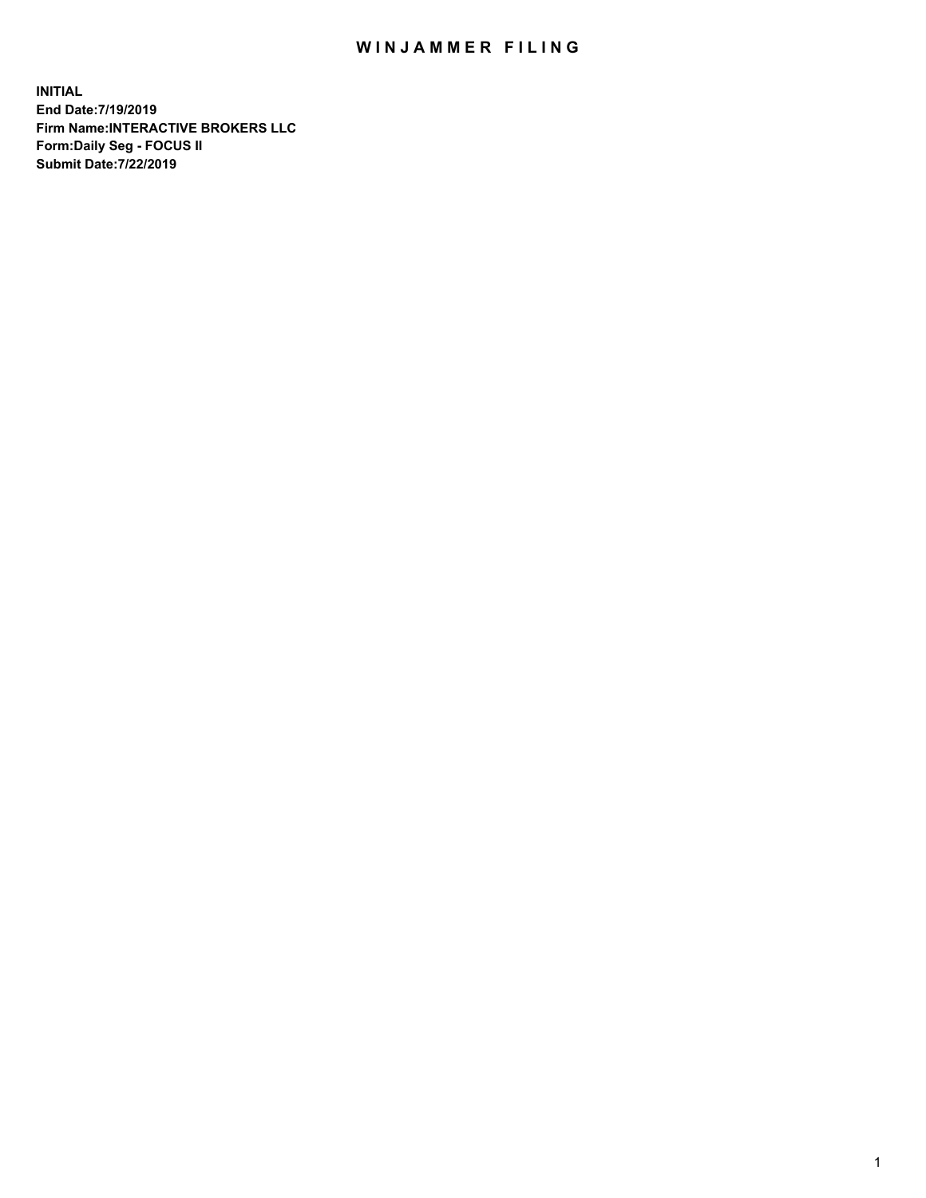# WINJAMMER FILING

**INITIAL**
**End Date:7/19/2019**
**Firm Name:INTERACTIVE BROKERS LLC**
**Form:Daily Seg - FOCUS II**
**Submit Date:7/22/2019**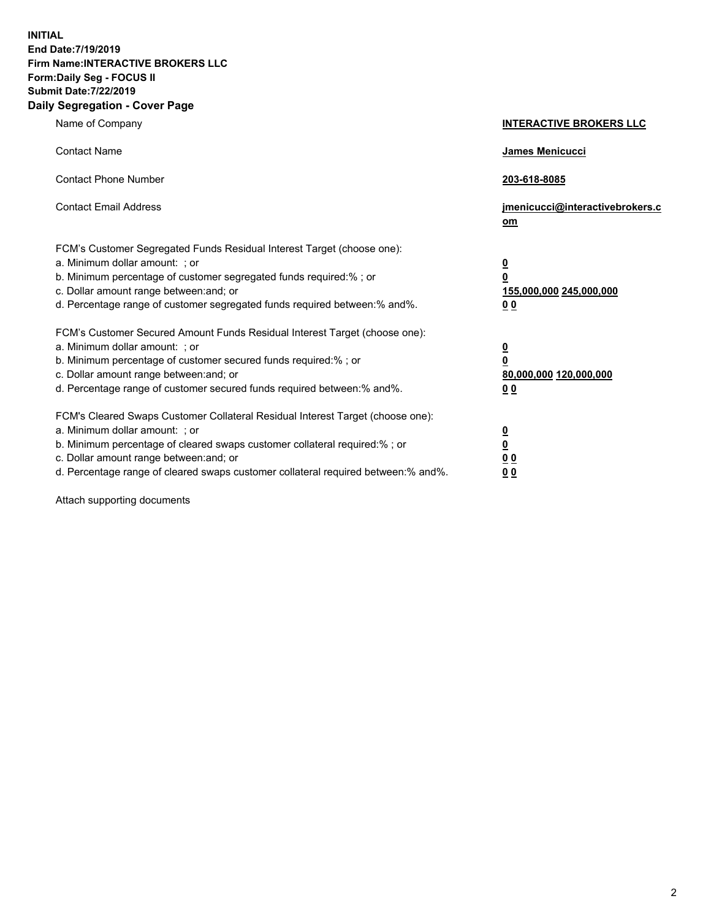**INITIAL**
**End Date:7/19/2019**
**Firm Name:INTERACTIVE BROKERS LLC**
**Form:Daily Seg - FOCUS II**
**Submit Date:7/22/2019**
**Daily Segregation - Cover Page**

| | |
|---|---|
| Name of Company | **INTERACTIVE BROKERS LLC** |
| Contact Name | **James Menicucci** |
| Contact Phone Number | **203-618-8085** |
| Contact Email Address | **jmenicucci@interactivebrokers.com** |

FCM's Customer Segregated Funds Residual Interest Target (choose one):

| | |
|---|---|
| a. Minimum dollar amount: ; or | **0** |
| b. Minimum percentage of customer segregated funds required:% ; or | **0** |
| c. Dollar amount range between:and; or | **155,000,000 245,000,000** |
| d. Percentage range of customer segregated funds required between:% and%. | **0 0** |

FCM's Customer Secured Amount Funds Residual Interest Target (choose one):

| | |
|---|---|
| a. Minimum dollar amount: ; or | **0** |
| b. Minimum percentage of customer secured funds required:% ; or | **0** |
| c. Dollar amount range between:and; or | **80,000,000 120,000,000** |
| d. Percentage range of customer secured funds required between:% and%. | **0 0** |

FCM's Cleared Swaps Customer Collateral Residual Interest Target (choose one):

| | |
|---|---|
| a. Minimum dollar amount: ; or | **0** |
| b. Minimum percentage of cleared swaps customer collateral required:% ; or | **0** |
| c. Dollar amount range between:and; or | **0 0** |
| d. Percentage range of cleared swaps customer collateral required between:% and%. | **0 0** |

Attach supporting documents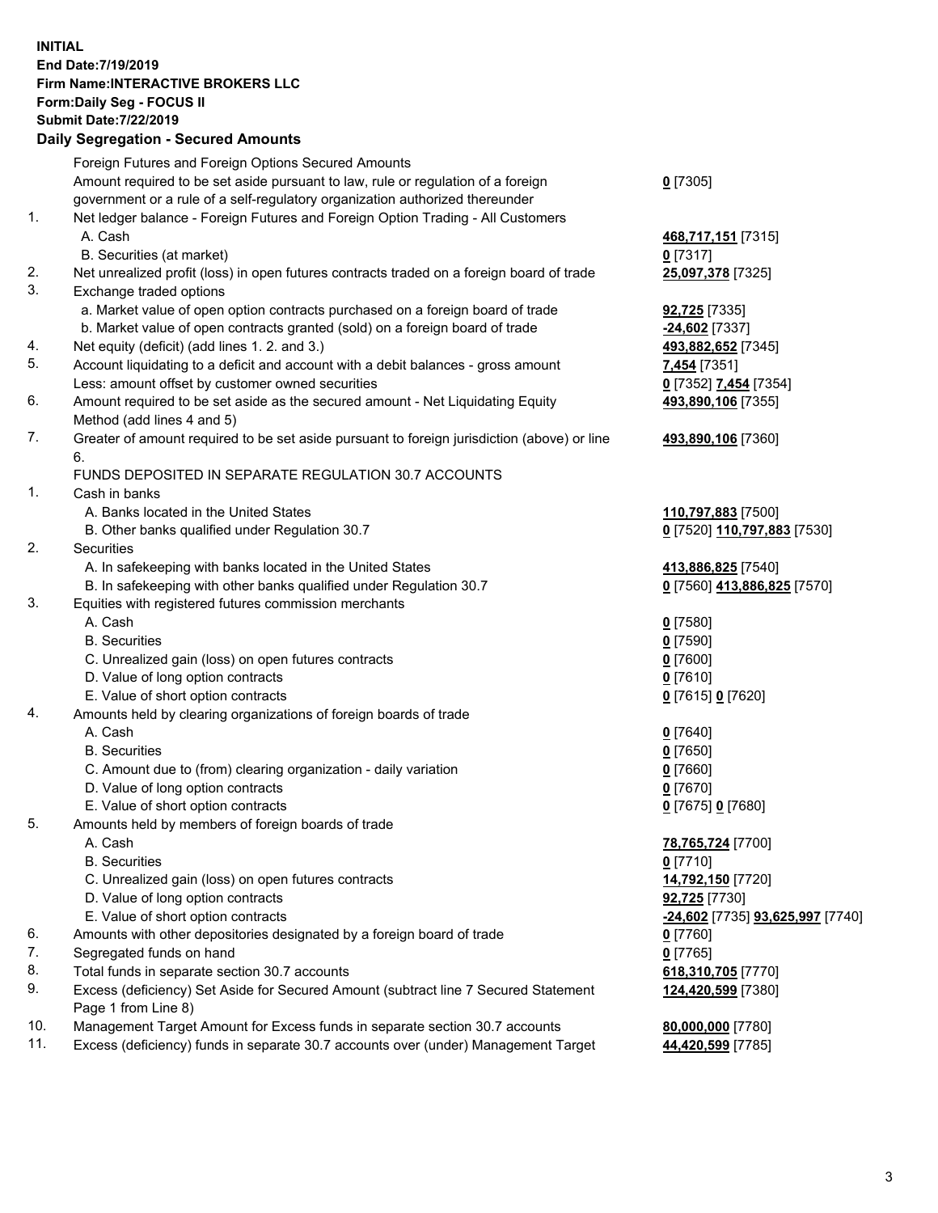**INITIAL**
**End Date:7/19/2019**
**Firm Name:INTERACTIVE BROKERS LLC**
**Form:Daily Seg - FOCUS II**
**Submit Date:7/22/2019**

**Daily Segregation - Secured Amounts**

| | | |
|---|---|---|
| | Foreign Futures and Foreign Options Secured Amounts | |
| | Amount required to be set aside pursuant to law, rule or regulation of a foreign government or a rule of a self-regulatory organization authorized thereunder | **0** [7305] |
| 1. | Net ledger balance - Foreign Futures and Foreign Option Trading - All Customers | |
| | A. Cash | **468,717,151** [7315] |
| | B. Securities (at market) | **0** [7317] |
| 2. | Net unrealized profit (loss) in open futures contracts traded on a foreign board of trade | **25,097,378** [7325] |
| 3. | Exchange traded options | |
| | a. Market value of open option contracts purchased on a foreign board of trade | **92,725** [7335] |
| | b. Market value of open contracts granted (sold) on a foreign board of trade | **-24,602** [7337] |
| 4. | Net equity (deficit) (add lines 1. 2. and 3.) | **493,882,652** [7345] |
| 5. | Account liquidating to a deficit and account with a debit balances - gross amount | **7,454** [7351] |
| | Less: amount offset by customer owned securities | **0** [7352] **7,454** [7354] |
| 6. | Amount required to be set aside as the secured amount - Net Liquidating Equity Method (add lines 4 and 5) | **493,890,106** [7355] |
| 7. | Greater of amount required to be set aside pursuant to foreign jurisdiction (above) or line 6. | **493,890,106** [7360] |
| | FUNDS DEPOSITED IN SEPARATE REGULATION 30.7 ACCOUNTS | |
| 1. | Cash in banks | |
| | A. Banks located in the United States | **110,797,883** [7500] |
| | B. Other banks qualified under Regulation 30.7 | **0** [7520] **110,797,883** [7530] |
| 2. | Securities | |
| | A. In safekeeping with banks located in the United States | **413,886,825** [7540] |
| | B. In safekeeping with other banks qualified under Regulation 30.7 | **0** [7560] **413,886,825** [7570] |
| 3. | Equities with registered futures commission merchants | |
| | A. Cash | **0** [7580] |
| | B. Securities | **0** [7590] |
| | C. Unrealized gain (loss) on open futures contracts | **0** [7600] |
| | D. Value of long option contracts | **0** [7610] |
| | E. Value of short option contracts | **0** [7615] **0** [7620] |
| 4. | Amounts held by clearing organizations of foreign boards of trade | |
| | A. Cash | **0** [7640] |
| | B. Securities | **0** [7650] |
| | C. Amount due to (from) clearing organization - daily variation | **0** [7660] |
| | D. Value of long option contracts | **0** [7670] |
| | E. Value of short option contracts | **0** [7675] **0** [7680] |
| 5. | Amounts held by members of foreign boards of trade | |
| | A. Cash | **78,765,724** [7700] |
| | B. Securities | **0** [7710] |
| | C. Unrealized gain (loss) on open futures contracts | **14,792,150** [7720] |
| | D. Value of long option contracts | **92,725** [7730] |
| | E. Value of short option contracts | **-24,602** [7735] **93,625,997** [7740] |
| 6. | Amounts with other depositories designated by a foreign board of trade | **0** [7760] |
| 7. | Segregated funds on hand | **0** [7765] |
| 8. | Total funds in separate section 30.7 accounts | **618,310,705** [7770] |
| 9. | Excess (deficiency) Set Aside for Secured Amount (subtract line 7 Secured Statement Page 1 from Line 8) | **124,420,599** [7380] |
| 10. | Management Target Amount for Excess funds in separate section 30.7 accounts | **80,000,000** [7780] |
| 11. | Excess (deficiency) funds in separate 30.7 accounts over (under) Management Target | **44,420,599** [7785] |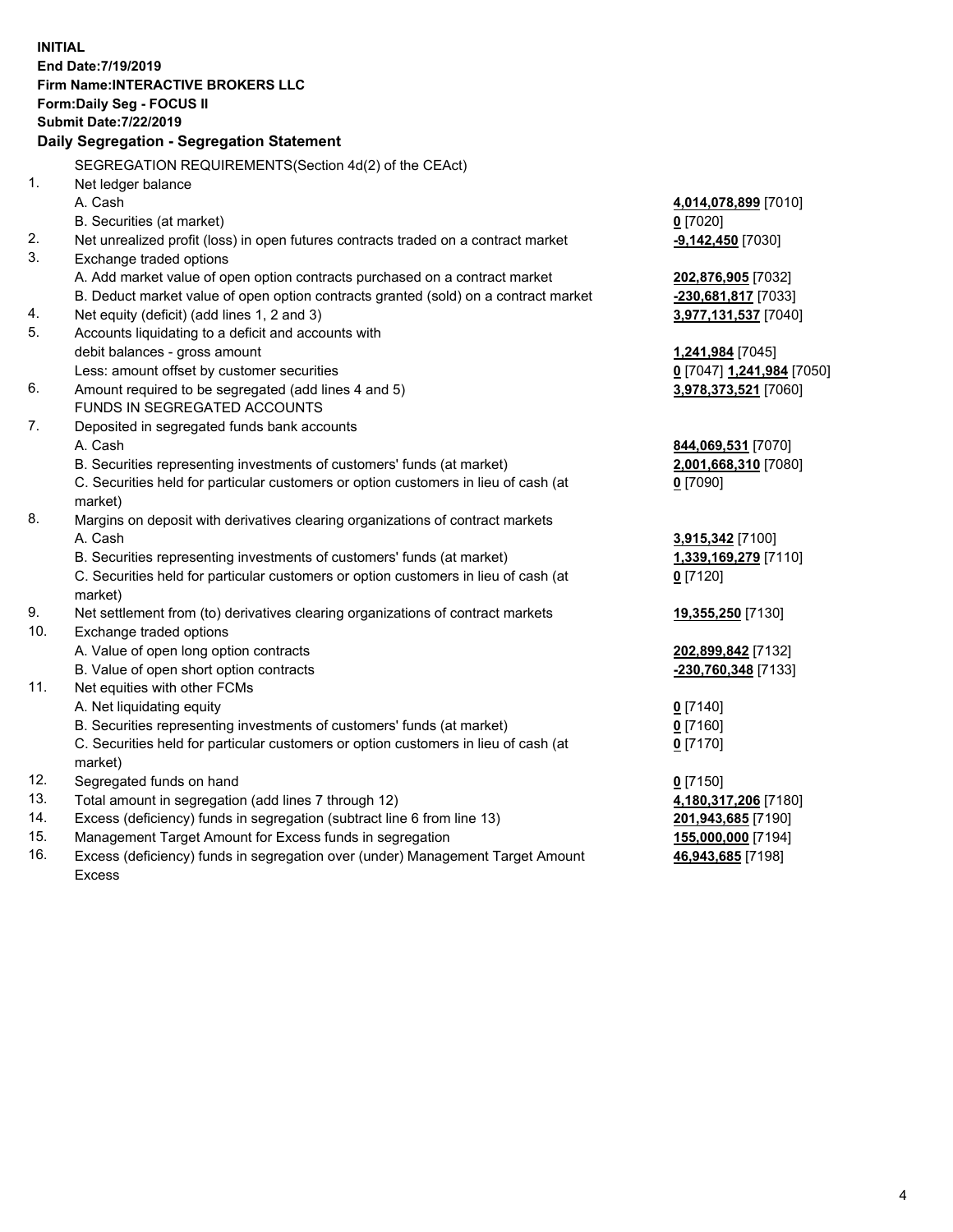**INITIAL**
**End Date:7/19/2019**
**Firm Name:INTERACTIVE BROKERS LLC**
**Form:Daily Seg - FOCUS II**
**Submit Date:7/22/2019**
**Daily Segregation - Segregation Statement**

| | | |
|---|---|---|
| | SEGREGATION REQUIREMENTS(Section 4d(2) of the CEAct) | |
| 1. | Net ledger balance | |
| | A. Cash | **4,014,078,899** [7010] |
| | B. Securities (at market) | **0** [7020] |
| 2. | Net unrealized profit (loss) in open futures contracts traded on a contract market | **-9,142,450** [7030] |
| 3. | Exchange traded options | |
| | A. Add market value of open option contracts purchased on a contract market | **202,876,905** [7032] |
| | B. Deduct market value of open option contracts granted (sold) on a contract market | **-230,681,817** [7033] |
| 4. | Net equity (deficit) (add lines 1, 2 and 3) | **3,977,131,537** [7040] |
| 5. | Accounts liquidating to a deficit and accounts with debit balances - gross amount | **1,241,984** [7045] |
| | Less: amount offset by customer securities | **0** [7047] **1,241,984** [7050] |
| 6. | Amount required to be segregated (add lines 4 and 5) | **3,978,373,521** [7060] |
| | FUNDS IN SEGREGATED ACCOUNTS | |
| 7. | Deposited in segregated funds bank accounts | |
| | A. Cash | **844,069,531** [7070] |
| | B. Securities representing investments of customers' funds (at market) | **2,001,668,310** [7080] |
| | C. Securities held for particular customers or option customers in lieu of cash (at market) | **0** [7090] |
| 8. | Margins on deposit with derivatives clearing organizations of contract markets | |
| | A. Cash | **3,915,342** [7100] |
| | B. Securities representing investments of customers' funds (at market) | **1,339,169,279** [7110] |
| | C. Securities held for particular customers or option customers in lieu of cash (at market) | **0** [7120] |
| 9. | Net settlement from (to) derivatives clearing organizations of contract markets | **19,355,250** [7130] |
| 10. | Exchange traded options | |
| | A. Value of open long option contracts | **202,899,842** [7132] |
| | B. Value of open short option contracts | **-230,760,348** [7133] |
| 11. | Net equities with other FCMs | |
| | A. Net liquidating equity | **0** [7140] |
| | B. Securities representing investments of customers' funds (at market) | **0** [7160] |
| | C. Securities held for particular customers or option customers in lieu of cash (at market) | **0** [7170] |
| 12. | Segregated funds on hand | **0** [7150] |
| 13. | Total amount in segregation (add lines 7 through 12) | **4,180,317,206** [7180] |
| 14. | Excess (deficiency) funds in segregation (subtract line 6 from line 13) | **201,943,685** [7190] |
| 15. | Management Target Amount for Excess funds in segregation | **155,000,000** [7194] |
| 16. | Excess (deficiency) funds in segregation over (under) Management Target Amount Excess | **46,943,685** [7198] |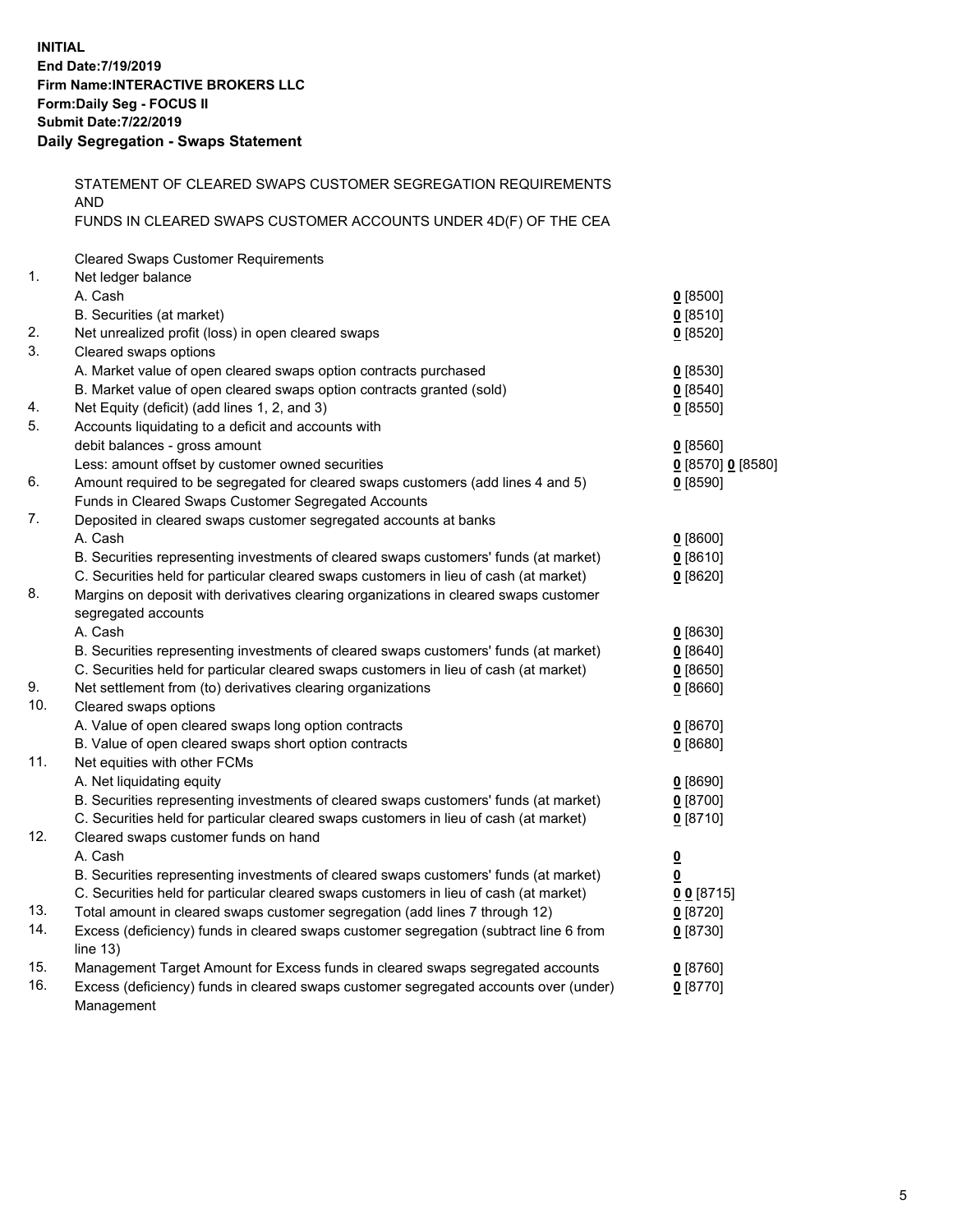**INITIAL**
**End Date:7/19/2019**
**Firm Name:INTERACTIVE BROKERS LLC**
**Form:Daily Seg - FOCUS II**
**Submit Date:7/22/2019**
**Daily Segregation - Swaps Statement**

STATEMENT OF CLEARED SWAPS CUSTOMER SEGREGATION REQUIREMENTS AND FUNDS IN CLEARED SWAPS CUSTOMER ACCOUNTS UNDER 4D(F) OF THE CEA

| | | |
|---|---|---|
| | Cleared Swaps Customer Requirements | |
| 1. | Net ledger balance | |
| | A. Cash | 0 [8500] |
| | B. Securities (at market) | 0 [8510] |
| 2. | Net unrealized profit (loss) in open cleared swaps | 0 [8520] |
| 3. | Cleared swaps options | |
| | A. Market value of open cleared swaps option contracts purchased | 0 [8530] |
| | B. Market value of open cleared swaps option contracts granted (sold) | 0 [8540] |
| 4. | Net Equity (deficit) (add lines 1, 2, and 3) | 0 [8550] |
| 5. | Accounts liquidating to a deficit and accounts with debit balances - gross amount | 0 [8560] |
| | Less: amount offset by customer owned securities | 0 [8570] 0 [8580] |
| 6. | Amount required to be segregated for cleared swaps customers (add lines 4 and 5) | 0 [8590] |
| | Funds in Cleared Swaps Customer Segregated Accounts | |
| 7. | Deposited in cleared swaps customer segregated accounts at banks | |
| | A. Cash | 0 [8600] |
| | B. Securities representing investments of cleared swaps customers' funds (at market) | 0 [8610] |
| | C. Securities held for particular cleared swaps customers in lieu of cash (at market) | 0 [8620] |
| 8. | Margins on deposit with derivatives clearing organizations in cleared swaps customer segregated accounts | |
| | A. Cash | 0 [8630] |
| | B. Securities representing investments of cleared swaps customers' funds (at market) | 0 [8640] |
| | C. Securities held for particular cleared swaps customers in lieu of cash (at market) | 0 [8650] |
| 9. | Net settlement from (to) derivatives clearing organizations | 0 [8660] |
| 10. | Cleared swaps options | |
| | A. Value of open cleared swaps long option contracts | 0 [8670] |
| | B. Value of open cleared swaps short option contracts | 0 [8680] |
| 11. | Net equities with other FCMs | |
| | A. Net liquidating equity | 0 [8690] |
| | B. Securities representing investments of cleared swaps customers' funds (at market) | 0 [8700] |
| | C. Securities held for particular cleared swaps customers in lieu of cash (at market) | 0 [8710] |
| 12. | Cleared swaps customer funds on hand | |
| | A. Cash | 0 |
| | B. Securities representing investments of cleared swaps customers' funds (at market) | 0 |
| | C. Securities held for particular cleared swaps customers in lieu of cash (at market) | 0 0 [8715] |
| 13. | Total amount in cleared swaps customer segregation (add lines 7 through 12) | 0 [8720] |
| 14. | Excess (deficiency) funds in cleared swaps customer segregation (subtract line 6 from line 13) | 0 [8730] |
| 15. | Management Target Amount for Excess funds in cleared swaps segregated accounts | 0 [8760] |
| 16. | Excess (deficiency) funds in cleared swaps customer segregated accounts over (under) Management | 0 [8770] |